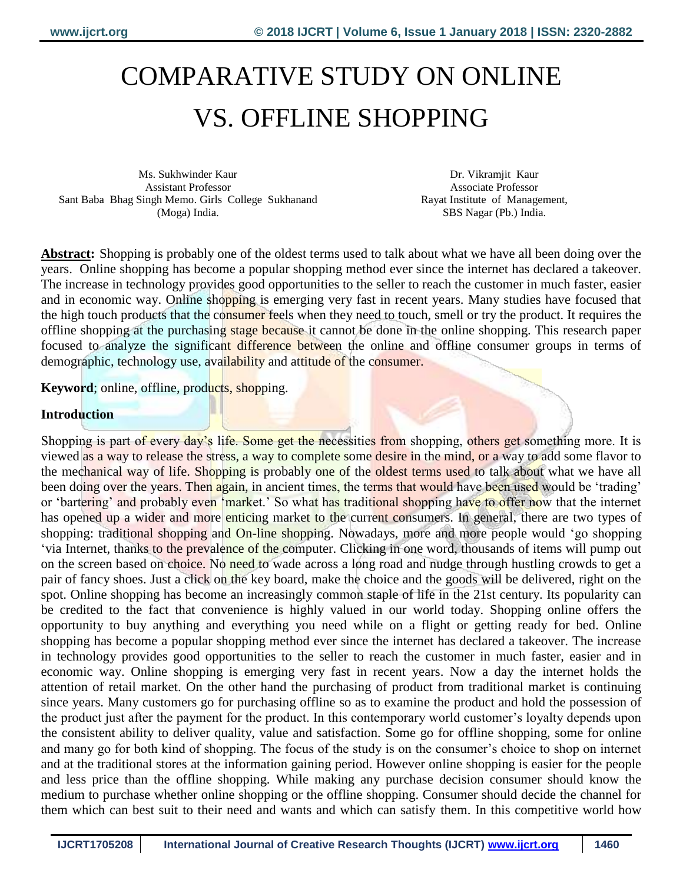# COMPARATIVE STUDY ON ONLINE VS. OFFLINE SHOPPING

Ms. Sukhwinder Kaur
Assistant Professor
Sant Baba Bhag Singh Memo. Girls College Sukhanand (Moga) India.

Dr. Vikramjit Kaur
Associate Professor
Rayat Institute of Management,
SBS Nagar (Pb.) India.

**Abstract:** Shopping is probably one of the oldest terms used to talk about what we have all been doing over the years. Online shopping has become a popular shopping method ever since the internet has declared a takeover. The increase in technology provides good opportunities to the seller to reach the customer in much faster, easier and in economic way. Online shopping is emerging very fast in recent years. Many studies have focused that the high touch products that the consumer feels when they need to touch, smell or try the product. It requires the offline shopping at the purchasing stage because it cannot be done in the online shopping. This research paper focused to analyze the significant difference between the online and offline consumer groups in terms of demographic, technology use, availability and attitude of the consumer.

**Keyword**; online, offline, products, shopping.

## Introduction

Shopping is part of every day's life. Some get the necessities from shopping, others get something more. It is viewed as a way to release the stress, a way to complete some desire in the mind, or a way to add some flavor to the mechanical way of life. Shopping is probably one of the oldest terms used to talk about what we have all been doing over the years. Then again, in ancient times, the terms that would have been used would be 'trading' or 'bartering' and probably even 'market.' So what has traditional shopping have to offer now that the internet has opened up a wider and more enticing market to the current consumers. In general, there are two types of shopping: traditional shopping and On-line shopping. Nowadays, more and more people would 'go shopping 'via Internet, thanks to the prevalence of the computer. Clicking in one word, thousands of items will pump out on the screen based on choice. No need to wade across a long road and nudge through hustling crowds to get a pair of fancy shoes. Just a click on the key board, make the choice and the goods will be delivered, right on the spot. Online shopping has become an increasingly common staple of life in the 21st century. Its popularity can be credited to the fact that convenience is highly valued in our world today. Shopping online offers the opportunity to buy anything and everything you need while on a flight or getting ready for bed. Online shopping has become a popular shopping method ever since the internet has declared a takeover. The increase in technology provides good opportunities to the seller to reach the customer in much faster, easier and in economic way. Online shopping is emerging very fast in recent years. Now a day the internet holds the attention of retail market. On the other hand the purchasing of product from traditional market is continuing since years. Many customers go for purchasing offline so as to examine the product and hold the possession of the product just after the payment for the product. In this contemporary world customer's loyalty depends upon the consistent ability to deliver quality, value and satisfaction. Some go for offline shopping, some for online and many go for both kind of shopping. The focus of the study is on the consumer's choice to shop on internet and at the traditional stores at the information gaining period. However online shopping is easier for the people and less price than the offline shopping. While making any purchase decision consumer should know the medium to purchase whether online shopping or the offline shopping. Consumer should decide the channel for them which can best suit to their need and wants and which can satisfy them. In this competitive world how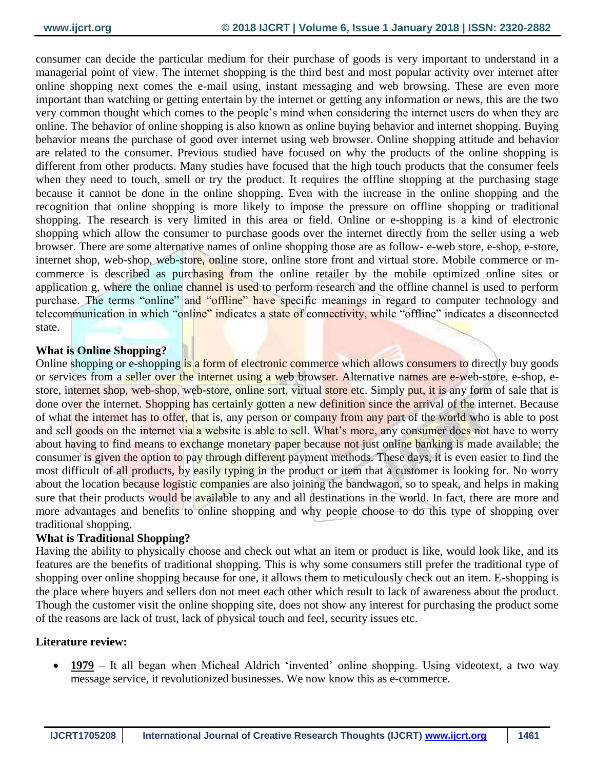consumer can decide the particular medium for their purchase of goods is very important to understand in a managerial point of view. The internet shopping is the third best and most popular activity over internet after online shopping next comes the e-mail using, instant messaging and web browsing. These are even more important than watching or getting entertain by the internet or getting any information or news, this are the two very common thought which comes to the people's mind when considering the internet users do when they are online. The behavior of online shopping is also known as online buying behavior and internet shopping. Buying behavior means the purchase of good over internet using web browser. Online shopping attitude and behavior are related to the consumer. Previous studied have focused on why the products of the online shopping is different from other products. Many studies have focused that the high touch products that the consumer feels when they need to touch, smell or try the product. It requires the offline shopping at the purchasing stage because it cannot be done in the online shopping. Even with the increase in the online shopping and the recognition that online shopping is more likely to impose the pressure on offline shopping or traditional shopping. The research is very limited in this area or field. Online or e-shopping is a kind of electronic shopping which allow the consumer to purchase goods over the internet directly from the seller using a web browser. There are some alternative names of online shopping those are as follow- e-web store, e-shop, e-store, internet shop, web-shop, web-store, online store, online store front and virtual store. Mobile commerce or m-commerce is described as purchasing from the online retailer by the mobile optimized online sites or application g, where the online channel is used to perform research and the offline channel is used to perform purchase. The terms "online" and "offline" have specific meanings in regard to computer technology and telecommunication in which "online" indicates a state of connectivity, while "offline" indicates a disconnected state.

**What is Online Shopping?**

Online shopping or e-shopping is a form of electronic commerce which allows consumers to directly buy goods or services from a seller over the internet using a web browser. Alternative names are e-web-store, e-shop, e-store, internet shop, web-shop, web-store, online sort, virtual store etc. Simply put, it is any form of sale that is done over the internet. Shopping has certainly gotten a new definition since the arrival of the internet. Because of what the internet has to offer, that is, any person or company from any part of the world who is able to post and sell goods on the internet via a website is able to sell. What's more, any consumer does not have to worry about having to find means to exchange monetary paper because not just online banking is made available; the consumer is given the option to pay through different payment methods. These days, it is even easier to find the most difficult of all products, by easily typing in the product or item that a customer is looking for. No worry about the location because logistic companies are also joining the bandwagon, so to speak, and helps in making sure that their products would be available to any and all destinations in the world. In fact, there are more and more advantages and benefits to online shopping and why people choose to do this type of shopping over traditional shopping.

**What is Traditional Shopping?**

Having the ability to physically choose and check out what an item or product is like, would look like, and its features are the benefits of traditional shopping. This is why some consumers still prefer the traditional type of shopping over online shopping because for one, it allows them to meticulously check out an item. E-shopping is the place where buyers and sellers don not meet each other which result to lack of awareness about the product. Though the customer visit the online shopping site, does not show any interest for purchasing the product some of the reasons are lack of trust, lack of physical touch and feel, security issues etc.

**Literature review:**

- **1979** – It all began when Micheal Aldrich 'invented' online shopping. Using videotext, a two way message service, it revolutionized businesses. We now know this as e-commerce.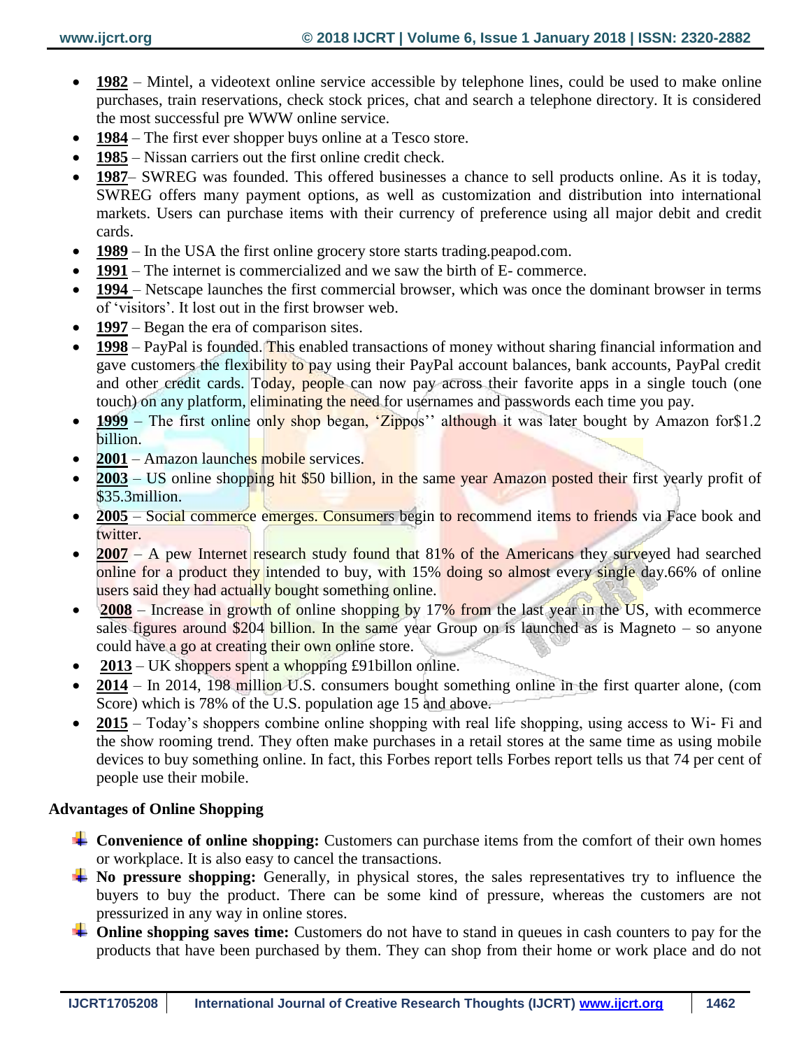- **1982** – Mintel, a videotext online service accessible by telephone lines, could be used to make online purchases, train reservations, check stock prices, chat and search a telephone directory. It is considered the most successful pre WWW online service.
- **1984** – The first ever shopper buys online at a Tesco store.
- **1985** – Nissan carriers out the first online credit check.
- **1987**– SWREG was founded. This offered businesses a chance to sell products online. As it is today, SWREG offers many payment options, as well as customization and distribution into international markets. Users can purchase items with their currency of preference using all major debit and credit cards.
- **1989** – In the USA the first online grocery store starts trading.peapod.com.
- **1991** – The internet is commercialized and we saw the birth of E- commerce.
- **1994** – Netscape launches the first commercial browser, which was once the dominant browser in terms of 'visitors'. It lost out in the first browser web.
- **1997** – Began the era of comparison sites.
- **1998** – PayPal is founded. This enabled transactions of money without sharing financial information and gave customers the flexibility to pay using their PayPal account balances, bank accounts, PayPal credit and other credit cards. Today, people can now pay across their favorite apps in a single touch (one touch) on any platform, eliminating the need for usernames and passwords each time you pay.
- **1999** – The first online only shop began, 'Zippos'' although it was later bought by Amazon for$1.2 billion.
- **2001** – Amazon launches mobile services.
- **2003** – US online shopping hit $50 billion, in the same year Amazon posted their first yearly profit of $35.3million.
- **2005** – Social commerce emerges. Consumers begin to recommend items to friends via Face book and twitter.
- **2007** – A pew Internet research study found that 81% of the Americans they surveyed had searched online for a product they intended to buy, with 15% doing so almost every single day.66% of online users said they had actually bought something online.
- **2008** – Increase in growth of online shopping by 17% from the last year in the US, with ecommerce sales figures around $204 billion. In the same year Group on is launched as is Magneto – so anyone could have a go at creating their own online store.
- **2013** – UK shoppers spent a whopping £91billon online.
- **2014** – In 2014, 198 million U.S. consumers bought something online in the first quarter alone, (com Score) which is 78% of the U.S. population age 15 and above.
- **2015** – Today's shoppers combine online shopping with real life shopping, using access to Wi- Fi and the show rooming trend. They often make purchases in a retail stores at the same time as using mobile devices to buy something online. In fact, this Forbes report tells Forbes report tells us that 74 per cent of people use their mobile.

## Advantages of Online Shopping

- **Convenience of online shopping:** Customers can purchase items from the comfort of their own homes or workplace. It is also easy to cancel the transactions.
- **No pressure shopping:** Generally, in physical stores, the sales representatives try to influence the buyers to buy the product. There can be some kind of pressure, whereas the customers are not pressurized in any way in online stores.
- **Online shopping saves time:** Customers do not have to stand in queues in cash counters to pay for the products that have been purchased by them. They can shop from their home or work place and do not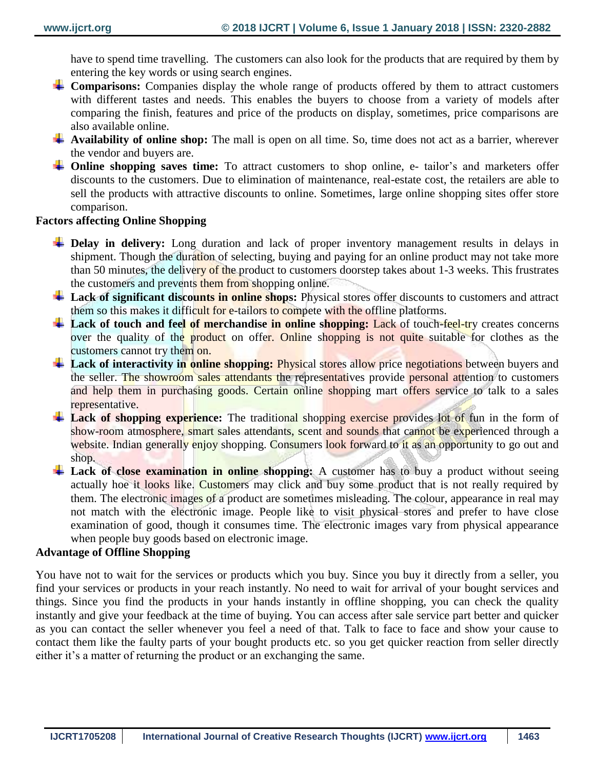have to spend time travelling. The customers can also look for the products that are required by them by entering the key words or using search engines.

- **Comparisons:** Companies display the whole range of products offered by them to attract customers with different tastes and needs. This enables the buyers to choose from a variety of models after comparing the finish, features and price of the products on display, sometimes, price comparisons are also available online.
- **Availability of online shop:** The mall is open on all time. So, time does not act as a barrier, wherever the vendor and buyers are.
- **Online shopping saves time:** To attract customers to shop online, e- tailor's and marketers offer discounts to the customers. Due to elimination of maintenance, real-estate cost, the retailers are able to sell the products with attractive discounts to online. Sometimes, large online shopping sites offer store comparison.

**Factors affecting Online Shopping**

- **Delay in delivery:** Long duration and lack of proper inventory management results in delays in shipment. Though the duration of selecting, buying and paying for an online product may not take more than 50 minutes, the delivery of the product to customers doorstep takes about 1-3 weeks. This frustrates the customers and prevents them from shopping online.
- **Lack of significant discounts in online shops:** Physical stores offer discounts to customers and attract them so this makes it difficult for e-tailors to compete with the offline platforms.
- **Lack of touch and feel of merchandise in online shopping:** Lack of touch-feel-try creates concerns over the quality of the product on offer. Online shopping is not quite suitable for clothes as the customers cannot try them on.
- **Lack of interactivity in online shopping:** Physical stores allow price negotiations between buyers and the seller. The showroom sales attendants the representatives provide personal attention to customers and help them in purchasing goods. Certain online shopping mart offers service to talk to a sales representative.
- **Lack of shopping experience:** The traditional shopping exercise provides lot of fun in the form of show-room atmosphere, smart sales attendants, scent and sounds that cannot be experienced through a website. Indian generally enjoy shopping. Consumers look forward to it as an opportunity to go out and shop.
- **Lack of close examination in online shopping:** A customer has to buy a product without seeing actually hoe it looks like. Customers may click and buy some product that is not really required by them. The electronic images of a product are sometimes misleading. The colour, appearance in real may not match with the electronic image. People like to visit physical stores and prefer to have close examination of good, though it consumes time. The electronic images vary from physical appearance when people buy goods based on electronic image.

**Advantage of Offline Shopping**

You have not to wait for the services or products which you buy. Since you buy it directly from a seller, you find your services or products in your reach instantly. No need to wait for arrival of your bought services and things. Since you find the products in your hands instantly in offline shopping, you can check the quality instantly and give your feedback at the time of buying. You can access after sale service part better and quicker as you can contact the seller whenever you feel a need of that. Talk to face to face and show your cause to contact them like the faulty parts of your bought products etc. so you get quicker reaction from seller directly either it's a matter of returning the product or an exchanging the same.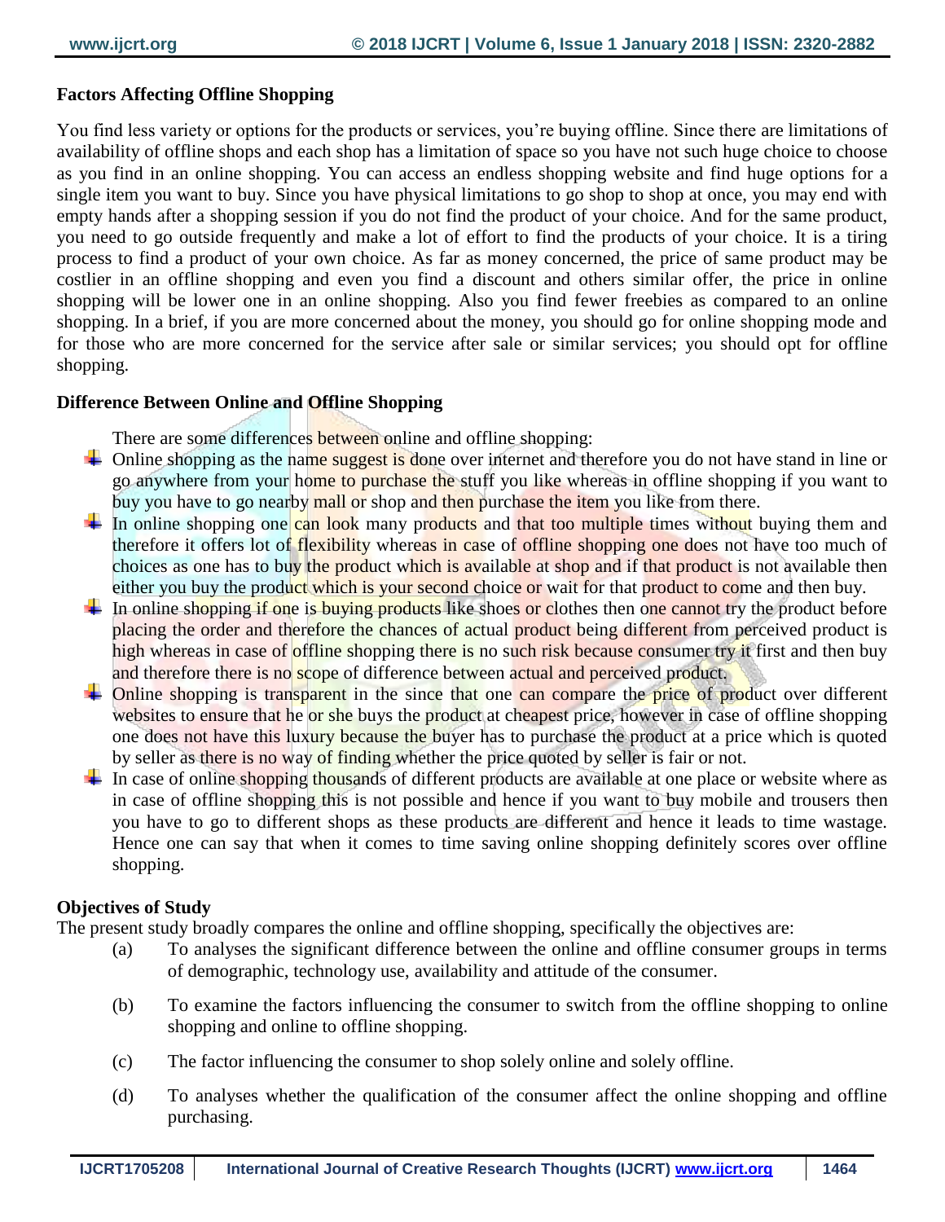**Factors Affecting Offline Shopping**

You find less variety or options for the products or services, you're buying offline. Since there are limitations of availability of offline shops and each shop has a limitation of space so you have not such huge choice to choose as you find in an online shopping. You can access an endless shopping website and find huge options for a single item you want to buy. Since you have physical limitations to go shop to shop at once, you may end with empty hands after a shopping session if you do not find the product of your choice. And for the same product, you need to go outside frequently and make a lot of effort to find the products of your choice. It is a tiring process to find a product of your own choice. As far as money concerned, the price of same product may be costlier in an offline shopping and even you find a discount and others similar offer, the price in online shopping will be lower one in an online shopping. Also you find fewer freebies as compared to an online shopping. In a brief, if you are more concerned about the money, you should go for online shopping mode and for those who are more concerned for the service after sale or similar services; you should opt for offline shopping.

**Difference Between Online and Offline Shopping**

There are some differences between online and offline shopping:

- Online shopping as the name suggest is done over internet and therefore you do not have stand in line or go anywhere from your home to purchase the stuff you like whereas in offline shopping if you want to buy you have to go nearby mall or shop and then purchase the item you like from there.
- In online shopping one can look many products and that too multiple times without buying them and therefore it offers lot of flexibility whereas in case of offline shopping one does not have too much of choices as one has to buy the product which is available at shop and if that product is not available then either you buy the product which is your second choice or wait for that product to come and then buy.
- In online shopping if one is buying products like shoes or clothes then one cannot try the product before placing the order and therefore the chances of actual product being different from perceived product is high whereas in case of offline shopping there is no such risk because consumer try it first and then buy and therefore there is no scope of difference between actual and perceived product.
- Online shopping is transparent in the since that one can compare the price of product over different websites to ensure that he or she buys the product at cheapest price, however in case of offline shopping one does not have this luxury because the buyer has to purchase the product at a price which is quoted by seller as there is no way of finding whether the price quoted by seller is fair or not.
- In case of online shopping thousands of different products are available at one place or website where as in case of offline shopping this is not possible and hence if you want to buy mobile and trousers then you have to go to different shops as these products are different and hence it leads to time wastage. Hence one can say that when it comes to time saving online shopping definitely scores over offline shopping.

**Objectives of Study**

The present study broadly compares the online and offline shopping, specifically the objectives are:

(a) To analyses the significant difference between the online and offline consumer groups in terms of demographic, technology use, availability and attitude of the consumer.

(b) To examine the factors influencing the consumer to switch from the offline shopping to online shopping and online to offline shopping.

(c) The factor influencing the consumer to shop solely online and solely offline.

(d) To analyses whether the qualification of the consumer affect the online shopping and offline purchasing.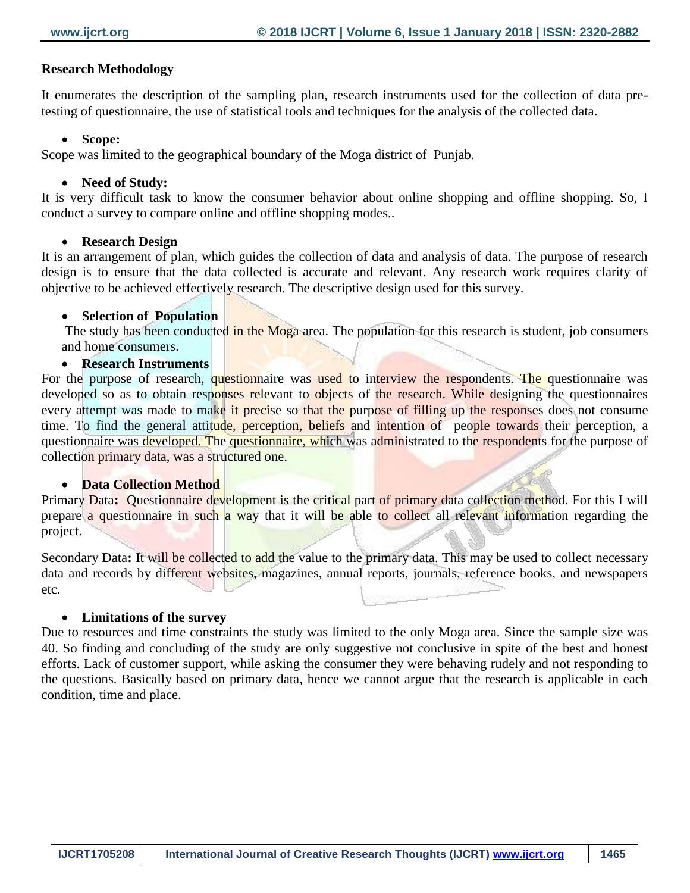**Research Methodology**

It enumerates the description of the sampling plan, research instruments used for the collection of data pre-testing of questionnaire, the use of statistical tools and techniques for the analysis of the collected data.

- **Scope:**

Scope was limited to the geographical boundary of the Moga district of Punjab.

- **Need of Study:**

It is very difficult task to know the consumer behavior about online shopping and offline shopping. So, I conduct a survey to compare online and offline shopping modes..

- **Research Design**

It is an arrangement of plan, which guides the collection of data and analysis of data. The purpose of research design is to ensure that the data collected is accurate and relevant. Any research work requires clarity of objective to be achieved effectively research. The descriptive design used for this survey.

- **Selection of Population**

  The study has been conducted in the Moga area. The population for this research is student, job consumers and home consumers.

- **Research Instruments**

For the purpose of research, questionnaire was used to interview the respondents. The questionnaire was developed so as to obtain responses relevant to objects of the research. While designing the questionnaires every attempt was made to make it precise so that the purpose of filling up the responses does not consume time. To find the general attitude, perception, beliefs and intention of people towards their perception, a questionnaire was developed. The questionnaire, which was administrated to the respondents for the purpose of collection primary data, was a structured one.

- **Data Collection Method**

Primary Data**:** Questionnaire development is the critical part of primary data collection method. For this I will prepare a questionnaire in such a way that it will be able to collect all relevant information regarding the project.

Secondary Data**:** It will be collected to add the value to the primary data. This may be used to collect necessary data and records by different websites, magazines, annual reports, journals, reference books, and newspapers etc.

- **Limitations of the survey**

Due to resources and time constraints the study was limited to the only Moga area. Since the sample size was 40. So finding and concluding of the study are only suggestive not conclusive in spite of the best and honest efforts. Lack of customer support, while asking the consumer they were behaving rudely and not responding to the questions. Basically based on primary data, hence we cannot argue that the research is applicable in each condition, time and place.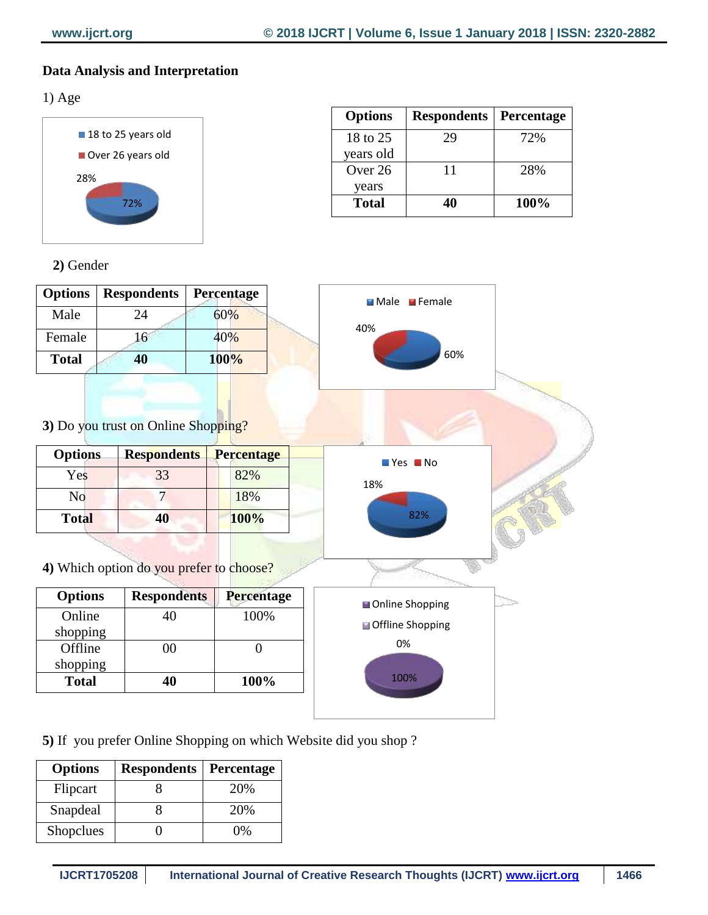## Data Analysis and Interpretation

1) Age

| Options | Respondents | Percentage |
|---|---|---|
| 18 to 25 years old | 29 | 72% |
| Over 26 years | 11 | 28% |
| **Total** | **40** | **100%** |

**2)** Gender

| Options | Respondents | Percentage |
|---|---|---|
| Male | 24 | 60% |
| Female | 16 | 40% |
| **Total** | **40** | **100%** |

**3)** Do you trust on Online Shopping?

| Options | Respondents | Percentage |
|---|---|---|
| Yes | 33 | 82% |
| No | 7 | 18% |
| **Total** | **40** | **100%** |

**4)** Which option do you prefer to choose?

| Options | Respondents | Percentage |
|---|---|---|
| Online shopping | 40 | 100% |
| Offline shopping | 00 | 0 |
| **Total** | **40** | **100%** |

**5)** If you prefer Online Shopping on which Website did you shop ?

| Options | Respondents | Percentage |
|---|---|---|
| Flipcart | 8 | 20% |
| Snapdeal | 8 | 20% |
| Shopclues | 0 | 0% |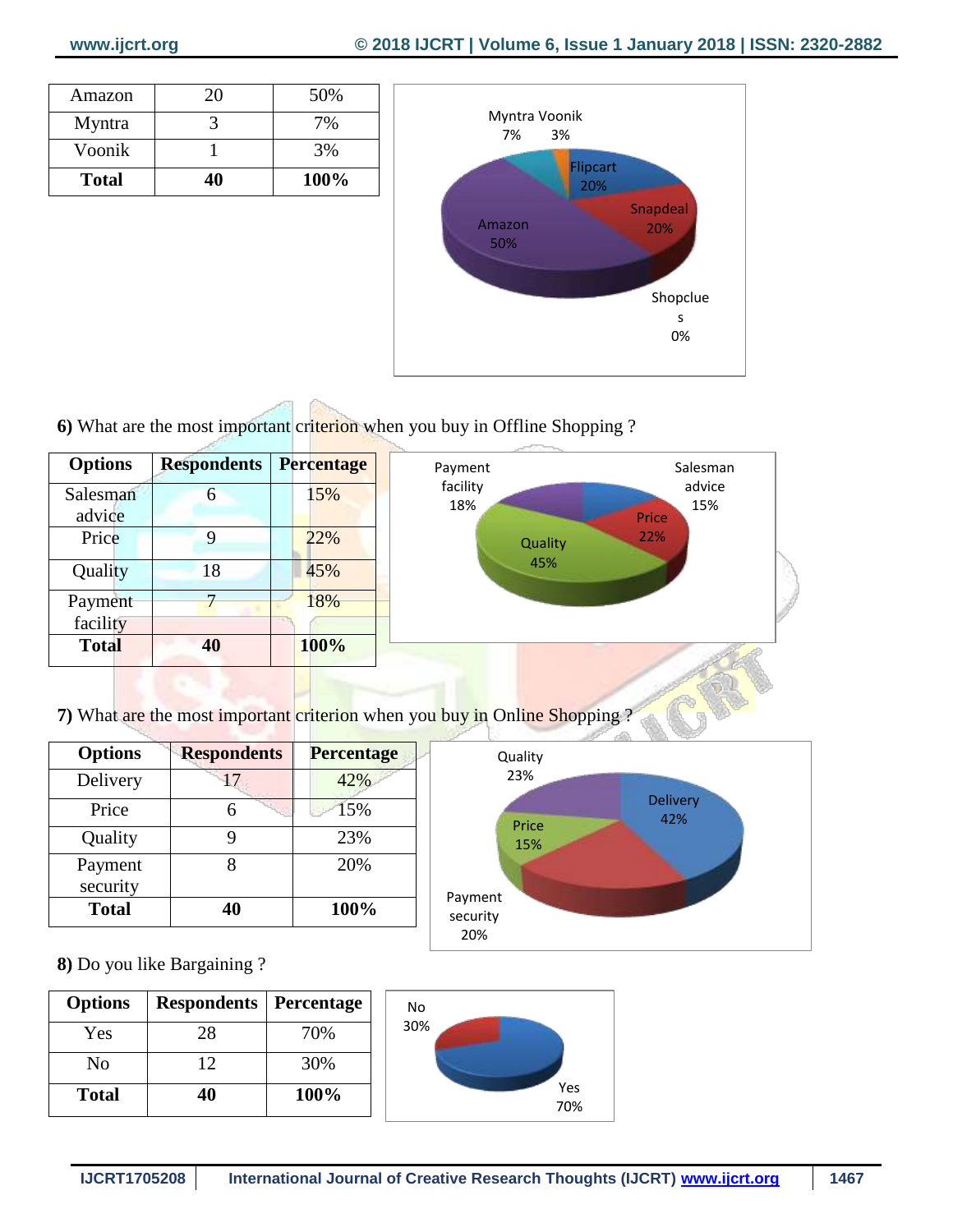| Amazon | 20 | 50% |
|---|---|---|
| Myntra | 3 | 7% |
| Voonik | 1 | 3% |
| **Total** | **40** | **100%** |

**6)** What are the most important criterion when you buy in Offline Shopping ?

| Options | Respondents | Percentage |
|---|---|---|
| Salesman advice | 6 | 15% |
| Price | 9 | 22% |
| Quality | 18 | 45% |
| Payment facility | 7 | 18% |
| **Total** | **40** | **100%** |

**7)** What are the most important criterion when you buy in Online Shopping ?

| Options | Respondents | Percentage |
|---|---|---|
| Delivery | 17 | 42% |
| Price | 6 | 15% |
| Quality | 9 | 23% |
| Payment security | 8 | 20% |
| **Total** | **40** | **100%** |

**8)** Do you like Bargaining ?

| Options | Respondents | Percentage |
|---|---|---|
| Yes | 28 | 70% |
| No | 12 | 30% |
| **Total** | **40** | **100%** |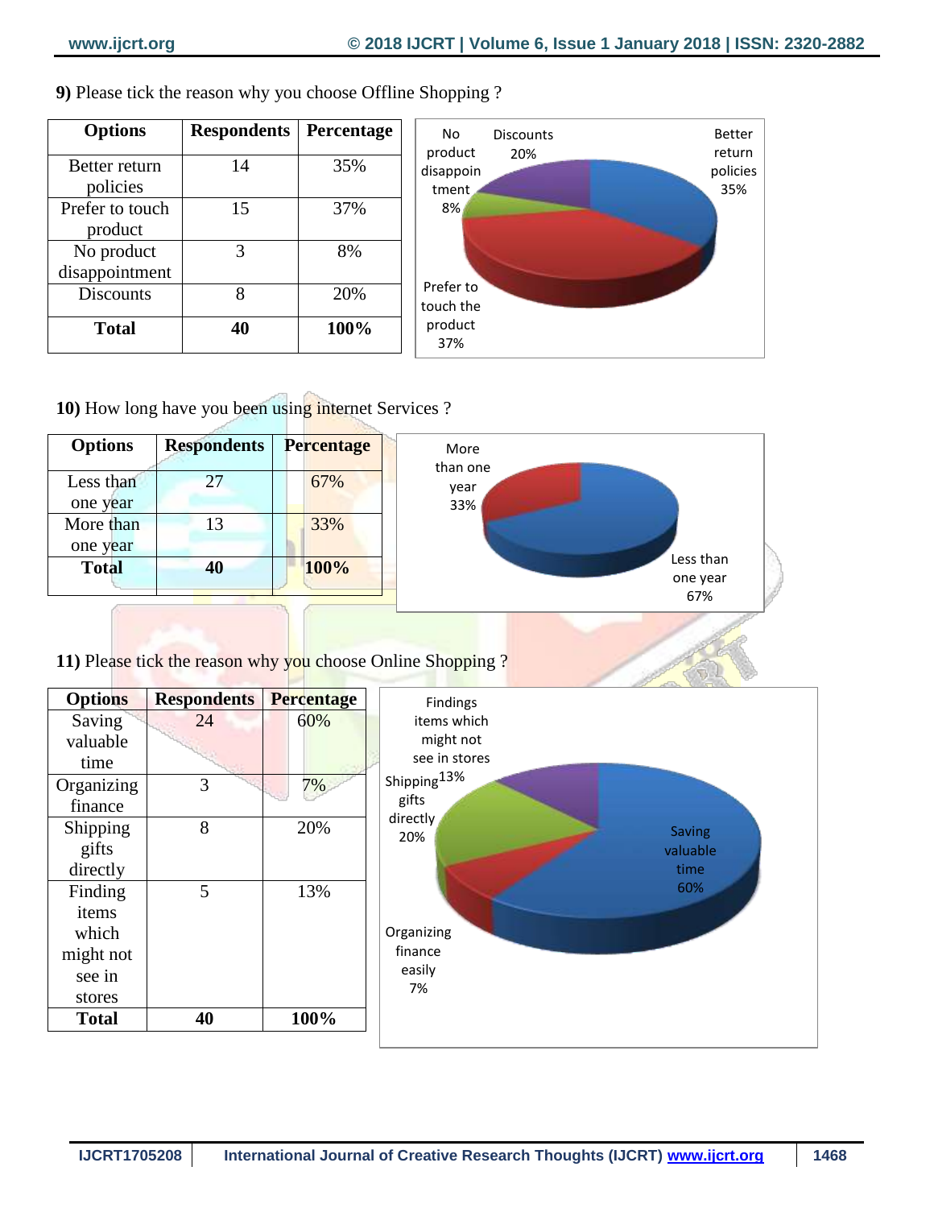**9)** Please tick the reason why you choose Offline Shopping ?

| Options | Respondents | Percentage |
|---|---|---|
| Better return policies | 14 | 35% |
| Prefer to touch product | 15 | 37% |
| No product disappointment | 3 | 8% |
| Discounts | 8 | 20% |
| **Total** | **40** | **100%** |

**10)** How long have you been using internet Services ?

| Options | Respondents | Percentage |
|---|---|---|
| Less than one year | 27 | 67% |
| More than one year | 13 | 33% |
| **Total** | **40** | **100%** |

**11)** Please tick the reason why you choose Online Shopping ?

| Options | Respondents | Percentage |
|---|---|---|
| Saving valuable time | 24 | 60% |
| Organizing finance | 3 | 7% |
| Shipping gifts directly | 8 | 20% |
| Finding items which might not see in stores | 5 | 13% |
| **Total** | **40** | **100%** |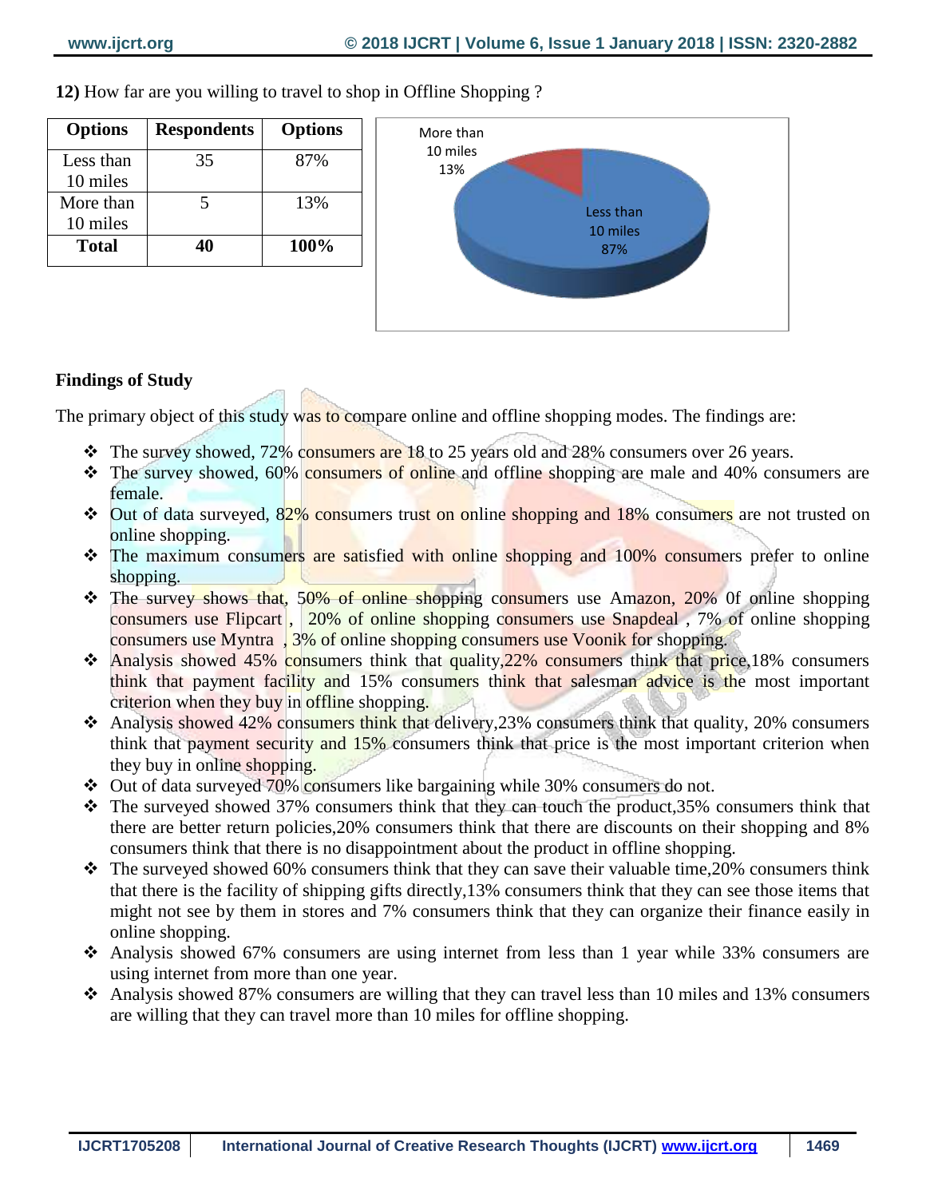**12)** How far are you willing to travel to shop in Offline Shopping ?

| Options | Respondents | Options |
|---|---|---|
| Less than 10 miles | 35 | 87% |
| More than 10 miles | 5 | 13% |
| **Total** | **40** | **100%** |

## Findings of Study

The primary object of this study was to compare online and offline shopping modes. The findings are:

- The survey showed, 72% consumers are 18 to 25 years old and 28% consumers over 26 years.
- The survey showed, 60% consumers of online and offline shopping are male and 40% consumers are female.
- Out of data surveyed, 82% consumers trust on online shopping and 18% consumers are not trusted on online shopping.
- The maximum consumers are satisfied with online shopping and 100% consumers prefer to online shopping.
- The survey shows that, 50% of online shopping consumers use Amazon, 20% 0f online shopping consumers use Flipcart , 20% of online shopping consumers use Snapdeal , 7% of online shopping consumers use Myntra , 3% of online shopping consumers use Voonik for shopping.
- Analysis showed 45% consumers think that quality,22% consumers think that price,18% consumers think that payment facility and 15% consumers think that salesman advice is the most important criterion when they buy in offline shopping.
- Analysis showed 42% consumers think that delivery,23% consumers think that quality, 20% consumers think that payment security and 15% consumers think that price is the most important criterion when they buy in online shopping.
- Out of data surveyed 70% consumers like bargaining while 30% consumers do not.
- The surveyed showed 37% consumers think that they can touch the product,35% consumers think that there are better return policies,20% consumers think that there are discounts on their shopping and 8% consumers think that there is no disappointment about the product in offline shopping.
- The surveyed showed 60% consumers think that they can save their valuable time,20% consumers think that there is the facility of shipping gifts directly,13% consumers think that they can see those items that might not see by them in stores and 7% consumers think that they can organize their finance easily in online shopping.
- Analysis showed 67% consumers are using internet from less than 1 year while 33% consumers are using internet from more than one year.
- Analysis showed 87% consumers are willing that they can travel less than 10 miles and 13% consumers are willing that they can travel more than 10 miles for offline shopping.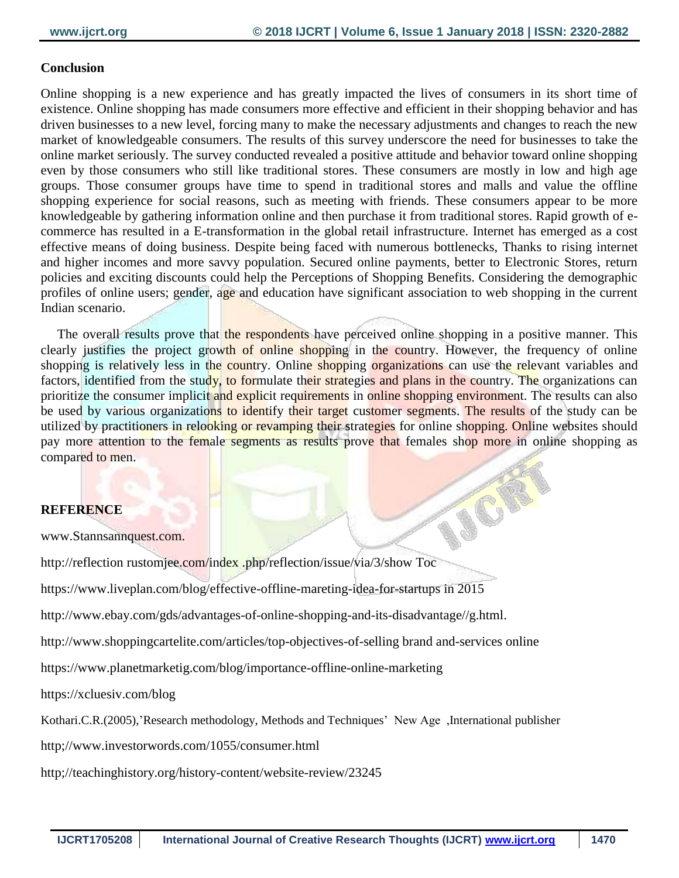## Conclusion

Online shopping is a new experience and has greatly impacted the lives of consumers in its short time of existence. Online shopping has made consumers more effective and efficient in their shopping behavior and has driven businesses to a new level, forcing many to make the necessary adjustments and changes to reach the new market of knowledgeable consumers. The results of this survey underscore the need for businesses to take the online market seriously. The survey conducted revealed a positive attitude and behavior toward online shopping even by those consumers who still like traditional stores. These consumers are mostly in low and high age groups. Those consumer groups have time to spend in traditional stores and malls and value the offline shopping experience for social reasons, such as meeting with friends. These consumers appear to be more knowledgeable by gathering information online and then purchase it from traditional stores. Rapid growth of e-commerce has resulted in a E-transformation in the global retail infrastructure. Internet has emerged as a cost effective means of doing business. Despite being faced with numerous bottlenecks, Thanks to rising internet and higher incomes and more savvy population. Secured online payments, better to Electronic Stores, return policies and exciting discounts could help the Perceptions of Shopping Benefits. Considering the demographic profiles of online users; gender, age and education have significant association to web shopping in the current Indian scenario.

The overall results prove that the respondents have perceived online shopping in a positive manner. This clearly justifies the project growth of online shopping in the country. However, the frequency of online shopping is relatively less in the country. Online shopping organizations can use the relevant variables and factors, identified from the study, to formulate their strategies and plans in the country. The organizations can prioritize the consumer implicit and explicit requirements in online shopping environment. The results can also be used by various organizations to identify their target customer segments. The results of the study can be utilized by practitioners in relooking or revamping their strategies for online shopping. Online websites should pay more attention to the female segments as results prove that females shop more in online shopping as compared to men.

## REFERENCE

www.Stannsannquest.com.

http://reflection rustomjee.com/index .php/reflection/issue/via/3/show Toc

https://www.liveplan.com/blog/effective-offline-mareting-idea-for-startups in 2015

http://www.ebay.com/gds/advantages-of-online-shopping-and-its-disadvantage//g.html.

http://www.shoppingcartelite.com/articles/top-objectives-of-selling brand and-services online

https://www.planetmarketig.com/blog/importance-offline-online-marketing

https://xcluesiv.com/blog

Kothari.C.R.(2005),'Research methodology, Methods and Techniques' New Age ,International publisher

http;//www.investorwords.com/1055/consumer.html

http;//teachinghistory.org/history-content/website-review/23245